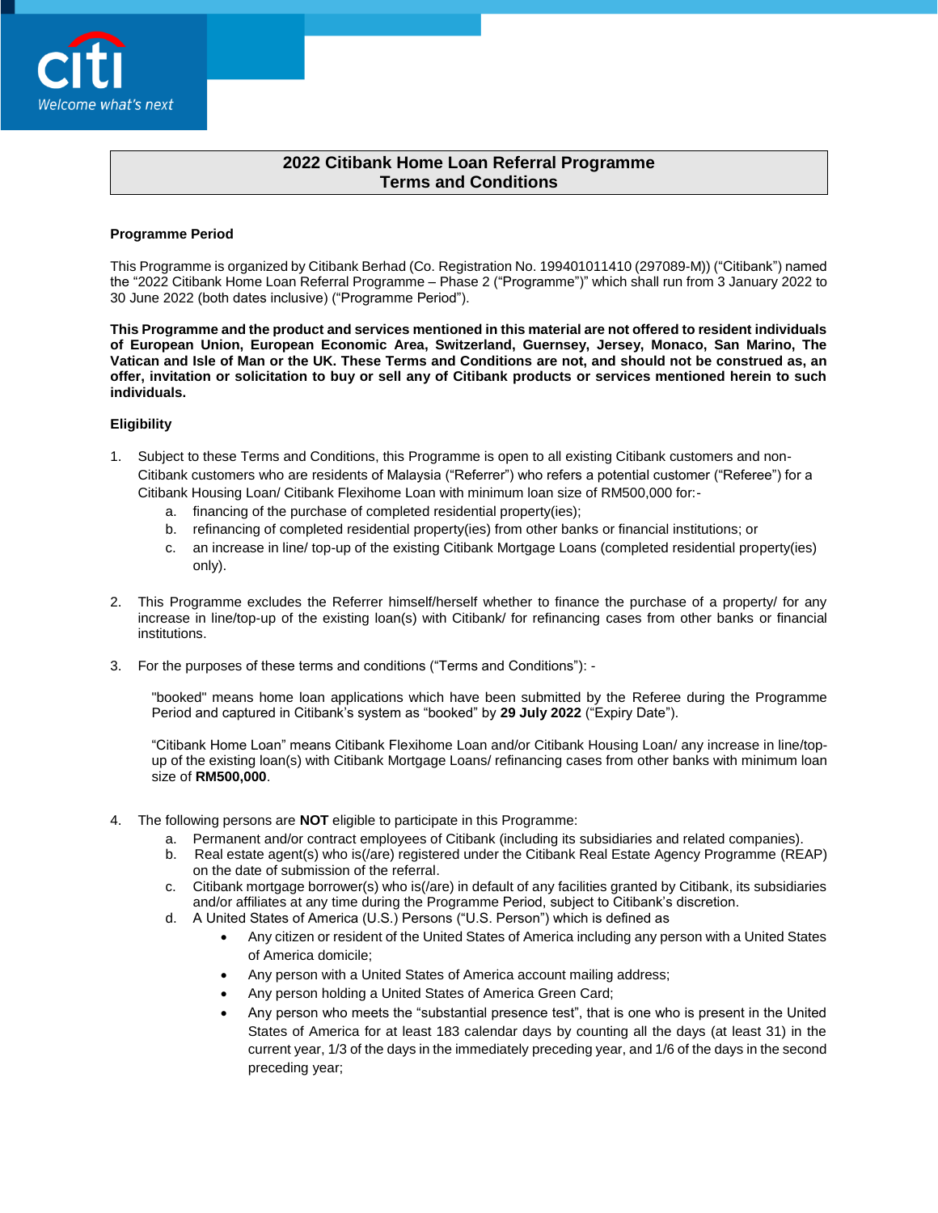# 2022 Citibank Home Loan Referral Programme
# Terms and Conditions

**Programme Period**

This Programme is organized by Citibank Berhad (Co. Registration No. 199401011410 (297089-M)) ("Citibank") named the "2022 Citibank Home Loan Referral Programme – Phase 2 ("Programme")" which shall run from 3 January 2022 to 30 June 2022 (both dates inclusive) ("Programme Period").

**This Programme and the product and services mentioned in this material are not offered to resident individuals of European Union, European Economic Area, Switzerland, Guernsey, Jersey, Monaco, San Marino, The Vatican and Isle of Man or the UK. These Terms and Conditions are not, and should not be construed as, an offer, invitation or solicitation to buy or sell any of Citibank products or services mentioned herein to such individuals.**

**Eligibility**

1. Subject to these Terms and Conditions, this Programme is open to all existing Citibank customers and non-Citibank customers who are residents of Malaysia ("Referrer") who refers a potential customer ("Referee") for a Citibank Housing Loan/ Citibank Flexihome Loan with minimum loan size of RM500,000 for:-
    a. financing of the purchase of completed residential property(ies);
    b. refinancing of completed residential property(ies) from other banks or financial institutions; or
    c. an increase in line/ top-up of the existing Citibank Mortgage Loans (completed residential property(ies) only).

2. This Programme excludes the Referrer himself/herself whether to finance the purchase of a property/ for any increase in line/top-up of the existing loan(s) with Citibank/ for refinancing cases from other banks or financial institutions.

3. For the purposes of these terms and conditions ("Terms and Conditions"): -

    "booked" means home loan applications which have been submitted by the Referee during the Programme Period and captured in Citibank's system as "booked" by **29 July 2022** ("Expiry Date").

    "Citibank Home Loan" means Citibank Flexihome Loan and/or Citibank Housing Loan/ any increase in line/top-up of the existing loan(s) with Citibank Mortgage Loans/ refinancing cases from other banks with minimum loan size of **RM500,000**.

4. The following persons are **NOT** eligible to participate in this Programme:
    a. Permanent and/or contract employees of Citibank (including its subsidiaries and related companies).
    b. Real estate agent(s) who is(/are) registered under the Citibank Real Estate Agency Programme (REAP) on the date of submission of the referral.
    c. Citibank mortgage borrower(s) who is(/are) in default of any facilities granted by Citibank, its subsidiaries and/or affiliates at any time during the Programme Period, subject to Citibank's discretion.
    d. A United States of America (U.S.) Persons ("U.S. Person") which is defined as
        - Any citizen or resident of the United States of America including any person with a United States of America domicile;
        - Any person with a United States of America account mailing address;
        - Any person holding a United States of America Green Card;
        - Any person who meets the "substantial presence test", that is one who is present in the United States of America for at least 183 calendar days by counting all the days (at least 31) in the current year, 1/3 of the days in the immediately preceding year, and 1/6 of the days in the second preceding year;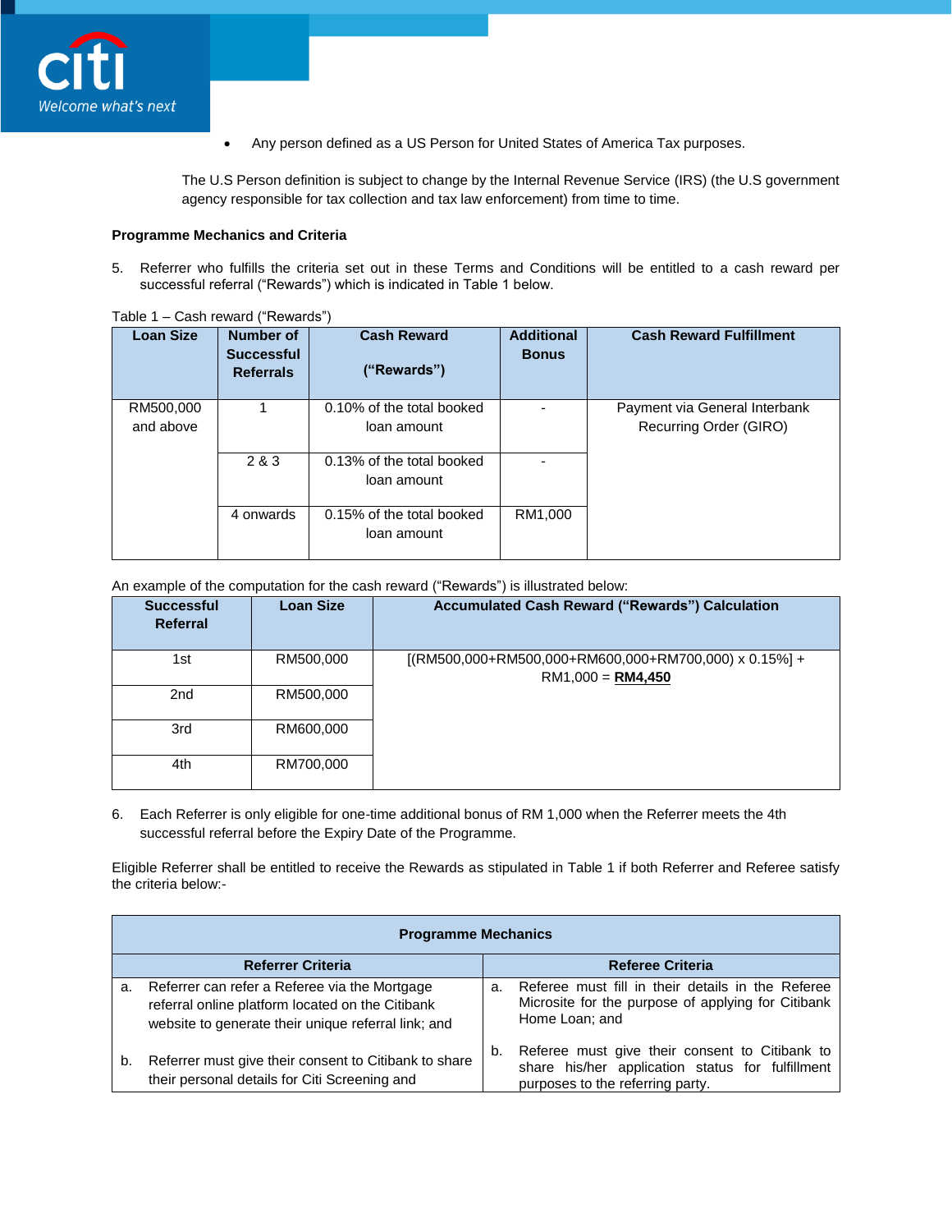- Any person defined as a US Person for United States of America Tax purposes.

The U.S Person definition is subject to change by the Internal Revenue Service (IRS) (the U.S government agency responsible for tax collection and tax law enforcement) from time to time.

**Programme Mechanics and Criteria**

5. Referrer who fulfills the criteria set out in these Terms and Conditions will be entitled to a cash reward per successful referral ("Rewards") which is indicated in Table 1 below.

Table 1 – Cash reward ("Rewards")

| Loan Size | Number of Successful Referrals | Cash Reward ("Rewards") | Additional Bonus | Cash Reward Fulfillment |
|---|---|---|---|---|
| RM500,000 and above | 1 | 0.10% of the total booked loan amount | - | Payment via General Interbank Recurring Order (GIRO) |
| | 2 & 3 | 0.13% of the total booked loan amount | - | |
| | 4 onwards | 0.15% of the total booked loan amount | RM1,000 | |

An example of the computation for the cash reward ("Rewards") is illustrated below:

| Successful Referral | Loan Size | Accumulated Cash Reward ("Rewards") Calculation |
|---|---|---|
| 1st | RM500,000 | [(RM500,000+RM500,000+RM600,000+RM700,000) x 0.15%] + RM1,000 = **RM4,450** |
| 2nd | RM500,000 | |
| 3rd | RM600,000 | |
| 4th | RM700,000 | |

6. Each Referrer is only eligible for one-time additional bonus of RM 1,000 when the Referrer meets the 4th successful referral before the Expiry Date of the Programme.

Eligible Referrer shall be entitled to receive the Rewards as stipulated in Table 1 if both Referrer and Referee satisfy the criteria below:-

| Programme Mechanics | |
|---|---|
| **Referrer Criteria** | **Referee Criteria** |
| a. Referrer can refer a Referee via the Mortgage referral online platform located on the Citibank website to generate their unique referral link; and | a. Referee must fill in their details in the Referee Microsite for the purpose of applying for Citibank Home Loan; and |
| b. Referrer must give their consent to Citibank to share their personal details for Citi Screening and | b. Referee must give their consent to Citibank to share his/her application status for fulfillment purposes to the referring party. |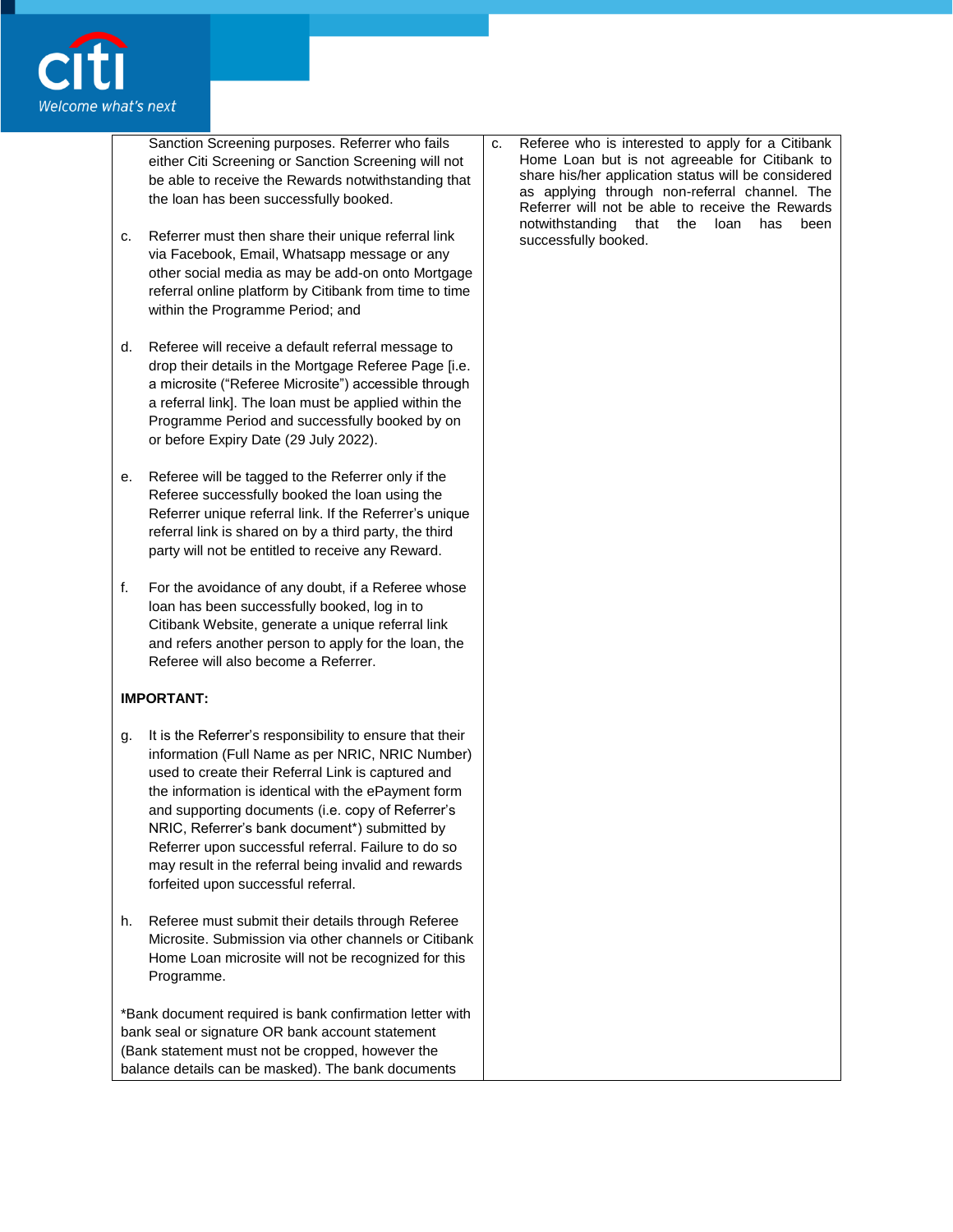| | |
|---|---|
| Sanction Screening purposes. Referrer who fails either Citi Screening or Sanction Screening will not be able to receive the Rewards notwithstanding that the loan has been successfully booked.<br><br>c. Referrer must then share their unique referral link via Facebook, Email, Whatsapp message or any other social media as may be add-on onto Mortgage referral online platform by Citibank from time to time within the Programme Period; and<br><br>d. Referee will receive a default referral message to drop their details in the Mortgage Referee Page [i.e. a microsite ("Referee Microsite") accessible through a referral link]. The loan must be applied within the Programme Period and successfully booked by on or before Expiry Date (29 July 2022).<br><br>e. Referee will be tagged to the Referrer only if the Referee successfully booked the loan using the Referrer unique referral link. If the Referrer's unique referral link is shared on by a third party, the third party will not be entitled to receive any Reward.<br><br>f. For the avoidance of any doubt, if a Referee whose loan has been successfully booked, log in to Citibank Website, generate a unique referral link and refers another person to apply for the loan, the Referee will also become a Referrer.<br><br>**IMPORTANT:**<br><br>g. It is the Referrer's responsibility to ensure that their information (Full Name as per NRIC, NRIC Number) used to create their Referral Link is captured and the information is identical with the ePayment form and supporting documents (i.e. copy of Referrer's NRIC, Referrer's bank document*) submitted by Referrer upon successful referral. Failure to do so may result in the referral being invalid and rewards forfeited upon successful referral.<br><br>h. Referee must submit their details through Referee Microsite. Submission via other channels or Citibank Home Loan microsite will not be recognized for this Programme.<br><br>*Bank document required is bank confirmation letter with bank seal or signature OR bank account statement (Bank statement must not be cropped, however the balance details can be masked). The bank documents | c. Referee who is interested to apply for a Citibank Home Loan but is not agreeable for Citibank to share his/her application status will be considered as applying through non-referral channel. The Referrer will not be able to receive the Rewards notwithstanding that the loan has been successfully booked. |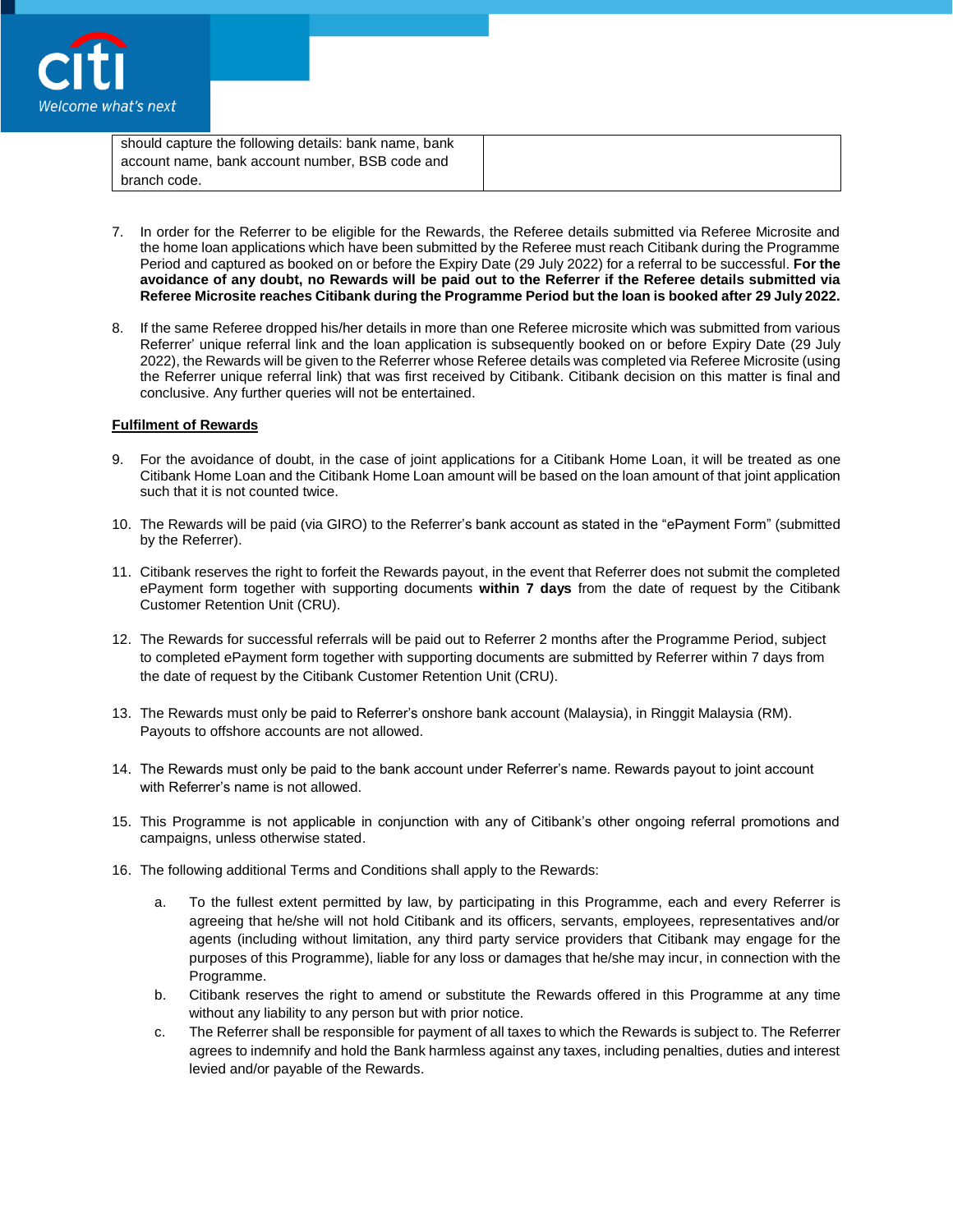| should capture the following details: bank name, bank account name, bank account number, BSB code and branch code. | |
|---|---|

7. In order for the Referrer to be eligible for the Rewards, the Referee details submitted via Referee Microsite and the home loan applications which have been submitted by the Referee must reach Citibank during the Programme Period and captured as booked on or before the Expiry Date (29 July 2022) for a referral to be successful. **For the avoidance of any doubt, no Rewards will be paid out to the Referrer if the Referee details submitted via Referee Microsite reaches Citibank during the Programme Period but the loan is booked after 29 July 2022.**

8. If the same Referee dropped his/her details in more than one Referee microsite which was submitted from various Referrer' unique referral link and the loan application is subsequently booked on or before Expiry Date (29 July 2022), the Rewards will be given to the Referrer whose Referee details was completed via Referee Microsite (using the Referrer unique referral link) that was first received by Citibank. Citibank decision on this matter is final and conclusive. Any further queries will not be entertained.

**Fulfilment of Rewards**

9. For the avoidance of doubt, in the case of joint applications for a Citibank Home Loan, it will be treated as one Citibank Home Loan and the Citibank Home Loan amount will be based on the loan amount of that joint application such that it is not counted twice.

10. The Rewards will be paid (via GIRO) to the Referrer's bank account as stated in the "ePayment Form" (submitted by the Referrer).

11. Citibank reserves the right to forfeit the Rewards payout, in the event that Referrer does not submit the completed ePayment form together with supporting documents **within 7 days** from the date of request by the Citibank Customer Retention Unit (CRU).

12. The Rewards for successful referrals will be paid out to Referrer 2 months after the Programme Period, subject to completed ePayment form together with supporting documents are submitted by Referrer within 7 days from the date of request by the Citibank Customer Retention Unit (CRU).

13. The Rewards must only be paid to Referrer's onshore bank account (Malaysia), in Ringgit Malaysia (RM). Payouts to offshore accounts are not allowed.

14. The Rewards must only be paid to the bank account under Referrer's name. Rewards payout to joint account with Referrer's name is not allowed.

15. This Programme is not applicable in conjunction with any of Citibank's other ongoing referral promotions and campaigns, unless otherwise stated.

16. The following additional Terms and Conditions shall apply to the Rewards:

    a. To the fullest extent permitted by law, by participating in this Programme, each and every Referrer is agreeing that he/she will not hold Citibank and its officers, servants, employees, representatives and/or agents (including without limitation, any third party service providers that Citibank may engage for the purposes of this Programme), liable for any loss or damages that he/she may incur, in connection with the Programme.
    b. Citibank reserves the right to amend or substitute the Rewards offered in this Programme at any time without any liability to any person but with prior notice.
    c. The Referrer shall be responsible for payment of all taxes to which the Rewards is subject to. The Referrer agrees to indemnify and hold the Bank harmless against any taxes, including penalties, duties and interest levied and/or payable of the Rewards.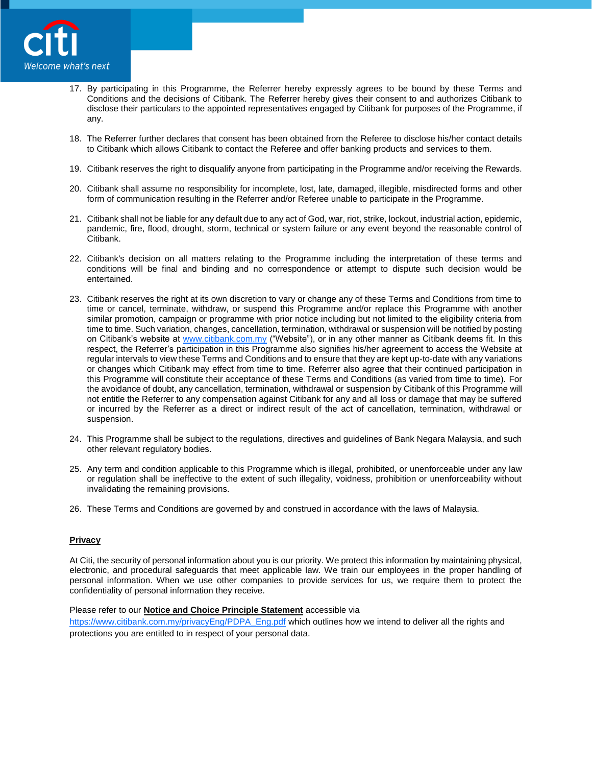17. By participating in this Programme, the Referrer hereby expressly agrees to be bound by these Terms and Conditions and the decisions of Citibank. The Referrer hereby gives their consent to and authorizes Citibank to disclose their particulars to the appointed representatives engaged by Citibank for purposes of the Programme, if any.

18. The Referrer further declares that consent has been obtained from the Referee to disclose his/her contact details to Citibank which allows Citibank to contact the Referee and offer banking products and services to them.

19. Citibank reserves the right to disqualify anyone from participating in the Programme and/or receiving the Rewards.

20. Citibank shall assume no responsibility for incomplete, lost, late, damaged, illegible, misdirected forms and other form of communication resulting in the Referrer and/or Referee unable to participate in the Programme.

21. Citibank shall not be liable for any default due to any act of God, war, riot, strike, lockout, industrial action, epidemic, pandemic, fire, flood, drought, storm, technical or system failure or any event beyond the reasonable control of Citibank.

22. Citibank's decision on all matters relating to the Programme including the interpretation of these terms and conditions will be final and binding and no correspondence or attempt to dispute such decision would be entertained.

23. Citibank reserves the right at its own discretion to vary or change any of these Terms and Conditions from time to time or cancel, terminate, withdraw, or suspend this Programme and/or replace this Programme with another similar promotion, campaign or programme with prior notice including but not limited to the eligibility criteria from time to time. Such variation, changes, cancellation, termination, withdrawal or suspension will be notified by posting on Citibank's website at www.citibank.com.my ("Website"), or in any other manner as Citibank deems fit. In this respect, the Referrer's participation in this Programme also signifies his/her agreement to access the Website at regular intervals to view these Terms and Conditions and to ensure that they are kept up-to-date with any variations or changes which Citibank may effect from time to time. Referrer also agree that their continued participation in this Programme will constitute their acceptance of these Terms and Conditions (as varied from time to time). For the avoidance of doubt, any cancellation, termination, withdrawal or suspension by Citibank of this Programme will not entitle the Referrer to any compensation against Citibank for any and all loss or damage that may be suffered or incurred by the Referrer as a direct or indirect result of the act of cancellation, termination, withdrawal or suspension.

24. This Programme shall be subject to the regulations, directives and guidelines of Bank Negara Malaysia, and such other relevant regulatory bodies.

25. Any term and condition applicable to this Programme which is illegal, prohibited, or unenforceable under any law or regulation shall be ineffective to the extent of such illegality, voidness, prohibition or unenforceability without invalidating the remaining provisions.

26. These Terms and Conditions are governed by and construed in accordance with the laws of Malaysia.

**Privacy**

At Citi, the security of personal information about you is our priority. We protect this information by maintaining physical, electronic, and procedural safeguards that meet applicable law. We train our employees in the proper handling of personal information. When we use other companies to provide services for us, we require them to protect the confidentiality of personal information they receive.

Please refer to our **Notice and Choice Principle Statement** accessible via https://www.citibank.com.my/privacyEng/PDPA_Eng.pdf which outlines how we intend to deliver all the rights and protections you are entitled to in respect of your personal data.